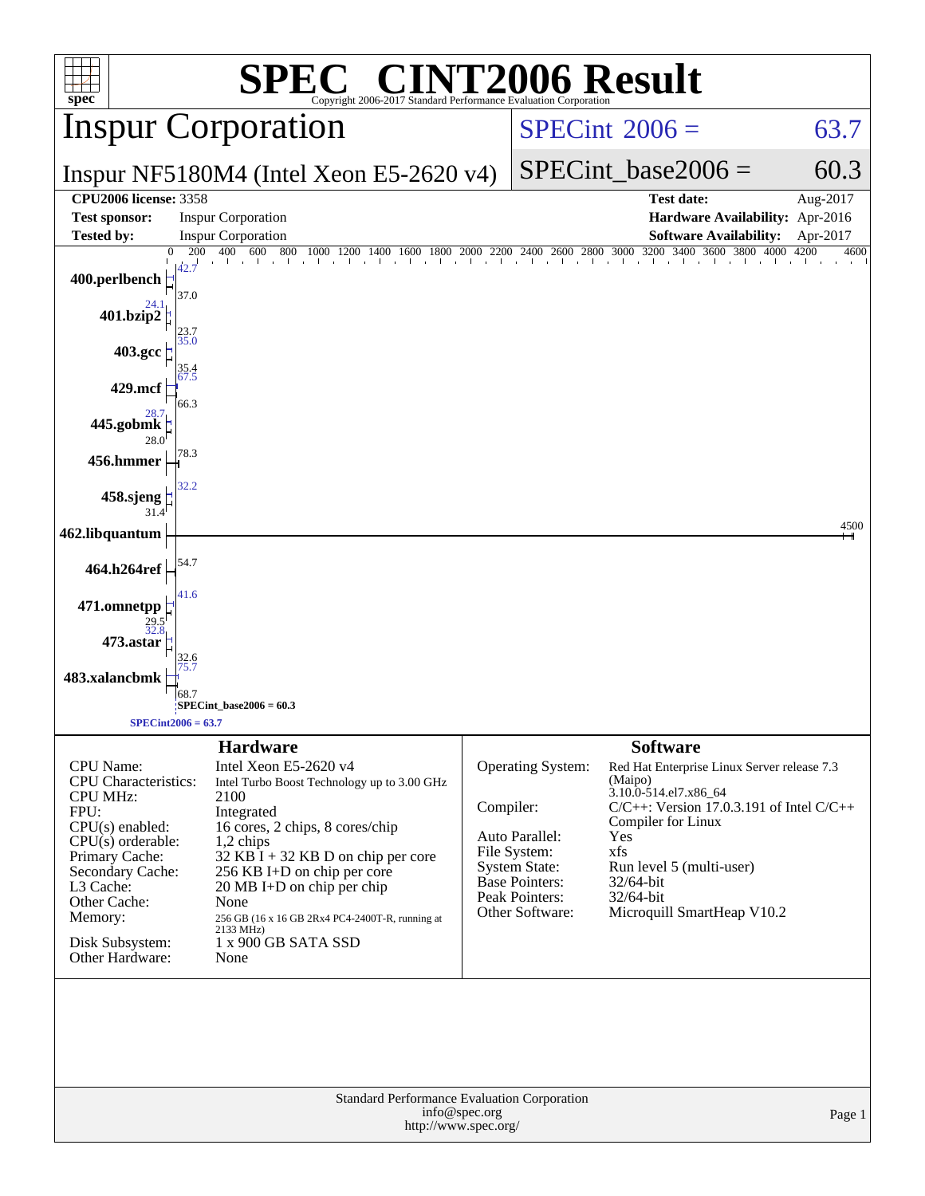# SPEC CINT2006 Result

Copyright 2006-2017 Standard Performance Evaluation Corporation

## Inspur Corporation

**Inspur NF5180M4 (Intel Xeon E5-2620 v4)**

SPECint 2006 = 63.7

SPECint_base2006 = 60.3

| | | | |
|---|---|---|---|
| **CPU2006 license:** 3358 | | **Test date:** | Aug-2017 |
| **Test sponsor:** | Inspur Corporation | **Hardware Availability:** | Apr-2016 |
| **Tested by:** | Inspur Corporation | **Software Availability:** | Apr-2017 |

| Benchmark | Peak | Base |
|---|---|---|
| 400.perlbench | 42.7 | 37.0 |
| 401.bzip2 | 24.1 | 23.7 |
| 403.gcc | 35.0 | 35.4 |
| 429.mcf | 67.5 | 66.3 |
| 445.gobmk | 28.7 | 28.0 |
| 456.hmmer | | 78.3 |
| 458.sjeng | 32.2 | 31.4 |
| 462.libquantum | | 4500 |
| 464.h264ref | | 54.7 |
| 471.omnetpp | 41.6 | 29.5 |
| 473.astar | 32.8 | 32.6 |
| 483.xalancbmk | 75.7 | 68.7 |

SPECint_base2006 = 60.3

SPECint2006 = 63.7

### Hardware

| | |
|---|---|
| CPU Name: | Intel Xeon E5-2620 v4 |
| CPU Characteristics: | Intel Turbo Boost Technology up to 3.00 GHz |
| CPU MHz: | 2100 |
| FPU: | Integrated |
| CPU(s) enabled: | 16 cores, 2 chips, 8 cores/chip |
| CPU(s) orderable: | 1,2 chips |
| Primary Cache: | 32 KB I + 32 KB D on chip per core |
| Secondary Cache: | 256 KB I+D on chip per core |
| L3 Cache: | 20 MB I+D on chip per chip |
| Other Cache: | None |
| Memory: | 256 GB (16 x 16 GB 2Rx4 PC4-2400T-R, running at 2133 MHz) |
| Disk Subsystem: | 1 x 900 GB SATA SSD |
| Other Hardware: | None |

### Software

| | |
|---|---|
| Operating System: | Red Hat Enterprise Linux Server release 7.3 (Maipo) 3.10.0-514.el7.x86_64 |
| Compiler: | C/C++: Version 17.0.3.191 of Intel C/C++ Compiler for Linux |
| Auto Parallel: | Yes |
| File System: | xfs |
| System State: | Run level 5 (multi-user) |
| Base Pointers: | 32/64-bit |
| Peak Pointers: | 32/64-bit |
| Other Software: | Microquill SmartHeap V10.2 |

Standard Performance Evaluation Corporation
info@spec.org
http://www.spec.org/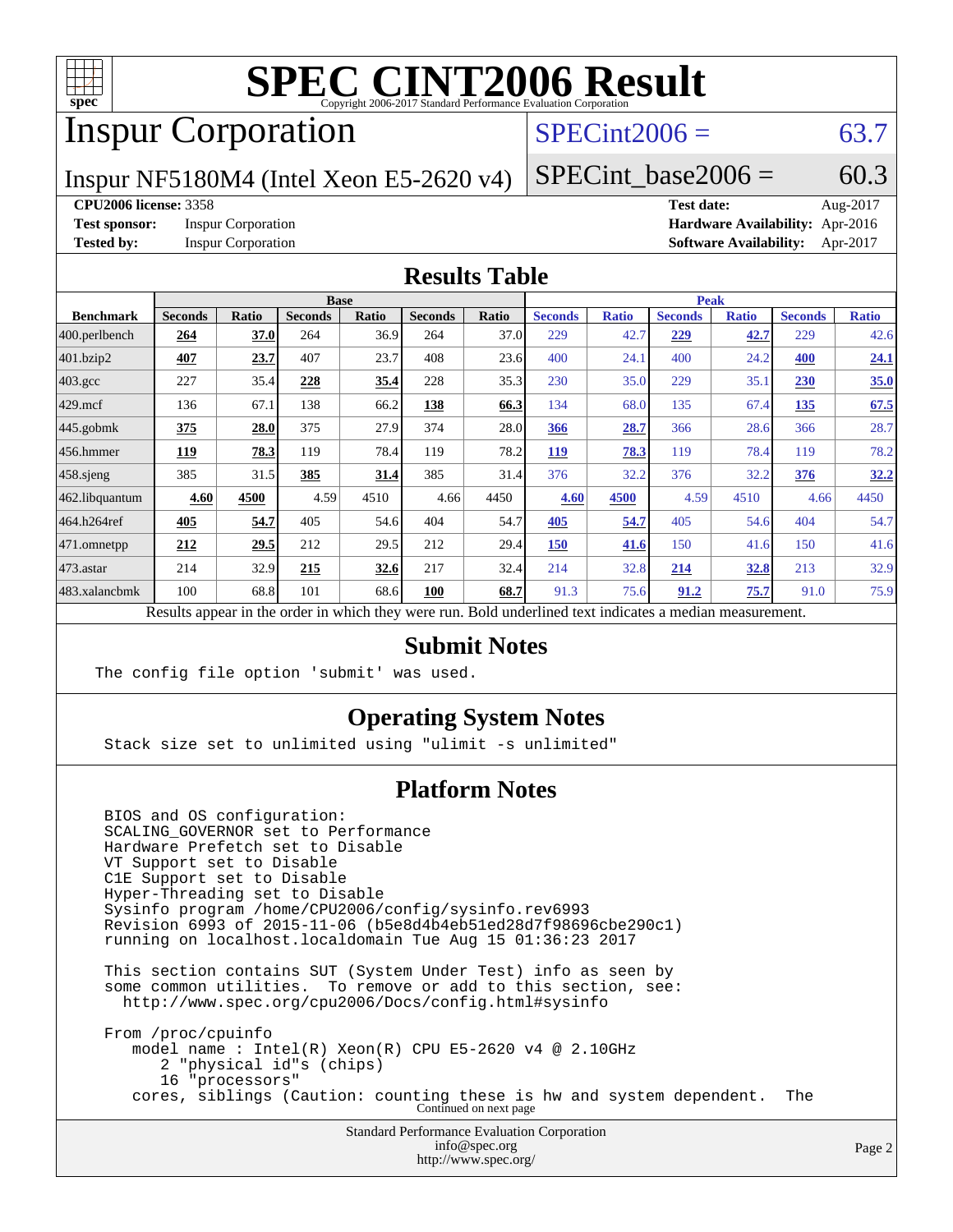# SPEC CINT2006 Result

Copyright 2006-2017 Standard Performance Evaluation Corporation

## Inspur Corporation

Inspur NF5180M4 (Intel Xeon E5-2620 v4)

SPECint2006 = 63.7

SPECint_base2006 = 60.3

**CPU2006 license:** 3358
**Test sponsor:** Inspur Corporation
**Tested by:** Inspur Corporation

**Test date:** Aug-2017
**Hardware Availability:** Apr-2016
**Software Availability:** Apr-2017

## Results Table

| Benchmark | Base | | | | | | Peak | | | | | |
|---|---|---|---|---|---|---|---|---|---|---|---|---|
| | Seconds | Ratio | Seconds | Ratio | Seconds | Ratio | Seconds | Ratio | Seconds | Ratio | Seconds | Ratio |
| 400.perlbench | **264** | **37.0** | 264 | 36.9 | 264 | 37.0 | 229 | 42.7 | **229** | **42.7** | 229 | 42.6 |
| 401.bzip2 | **407** | **23.7** | 407 | 23.7 | 408 | 23.6 | 400 | 24.1 | 400 | 24.2 | **400** | **24.1** |
| 403.gcc | 227 | 35.4 | **228** | **35.4** | 228 | 35.3 | 230 | 35.0 | 229 | 35.1 | **230** | **35.0** |
| 429.mcf | 136 | 67.1 | 138 | 66.2 | **138** | **66.3** | 134 | 68.0 | 135 | 67.4 | **135** | **67.5** |
| 445.gobmk | **375** | **28.0** | 375 | 27.9 | 374 | 28.0 | **366** | **28.7** | 366 | 28.6 | 366 | 28.7 |
| 456.hmmer | **119** | **78.3** | 119 | 78.4 | 119 | 78.2 | **119** | **78.3** | 119 | 78.4 | 119 | 78.2 |
| 458.sjeng | 385 | 31.5 | **385** | **31.4** | 385 | 31.4 | 376 | 32.2 | 376 | 32.2 | **376** | **32.2** |
| 462.libquantum | **4.60** | **4500** | 4.59 | 4510 | 4.66 | 4450 | **4.60** | **4500** | 4.59 | 4510 | 4.66 | 4450 |
| 464.h264ref | **405** | **54.7** | 405 | 54.6 | 404 | 54.7 | **405** | **54.7** | 405 | 54.6 | 404 | 54.7 |
| 471.omnetpp | **212** | **29.5** | 212 | 29.5 | 212 | 29.4 | **150** | **41.6** | 150 | 41.6 | 150 | 41.6 |
| 473.astar | 214 | 32.9 | **215** | **32.6** | 217 | 32.4 | 214 | 32.8 | **214** | **32.8** | 213 | 32.9 |
| 483.xalancbmk | 100 | 68.8 | 101 | 68.6 | **100** | **68.7** | 91.3 | 75.6 | **91.2** | **75.7** | 91.0 | 75.9 |

Results appear in the order in which they were run. Bold underlined text indicates a median measurement.

## Submit Notes

```
The config file option 'submit' was used.
```

## Operating System Notes

```
Stack size set to unlimited using "ulimit -s unlimited"
```

## Platform Notes

```
BIOS and OS configuration:
SCALING_GOVERNOR set to Performance
Hardware Prefetch set to Disable
VT Support set to Disable
C1E Support set to Disable
Hyper-Threading set to Disable
Sysinfo program /home/CPU2006/config/sysinfo.rev6993
Revision 6993 of 2015-11-06 (b5e8d4b4eb51ed28d7f98696cbe290c1)
running on localhost.localdomain Tue Aug 15 01:36:23 2017

This section contains SUT (System Under Test) info as seen by
some common utilities.  To remove or add to this section, see:
  http://www.spec.org/cpu2006/Docs/config.html#sysinfo

From /proc/cpuinfo
   model name : Intel(R) Xeon(R) CPU E5-2620 v4 @ 2.10GHz
      2 "physical id"s (chips)
      16 "processors"
   cores, siblings (Caution: counting these is hw and system dependent.  The
```

Continued on next page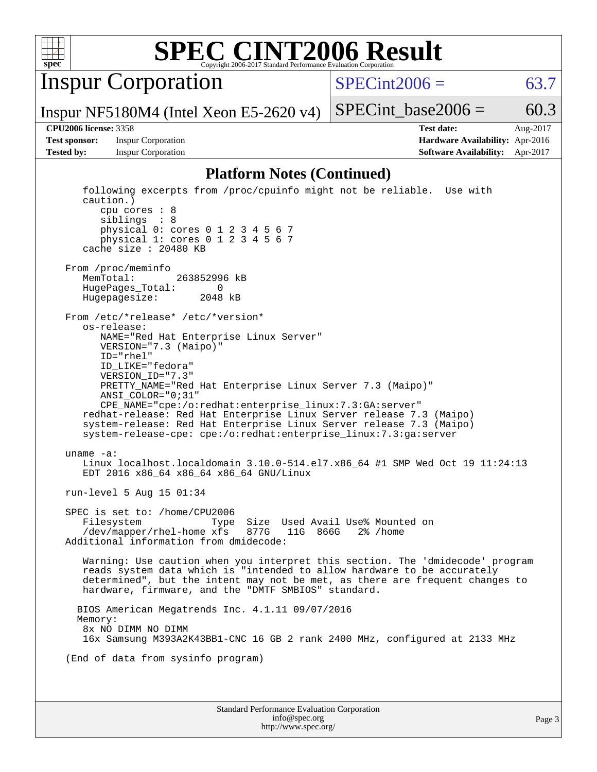## Platform Notes (Continued)

```
      following excerpts from /proc/cpuinfo might not be reliable.  Use with
      caution.)
         cpu cores : 8
         siblings  : 8
         physical 0: cores 0 1 2 3 4 5 6 7
         physical 1: cores 0 1 2 3 4 5 6 7
      cache size : 20480 KB

   From /proc/meminfo
      MemTotal:       263852996 kB
      HugePages_Total:       0
      Hugepagesize:       2048 kB

   From /etc/*release* /etc/*version*
      os-release:
         NAME="Red Hat Enterprise Linux Server"
         VERSION="7.3 (Maipo)"
         ID="rhel"
         ID_LIKE="fedora"
         VERSION_ID="7.3"
         PRETTY_NAME="Red Hat Enterprise Linux Server 7.3 (Maipo)"
         ANSI_COLOR="0;31"
         CPE_NAME="cpe:/o:redhat:enterprise_linux:7.3:GA:server"
      redhat-release: Red Hat Enterprise Linux Server release 7.3 (Maipo)
      system-release: Red Hat Enterprise Linux Server release 7.3 (Maipo)
      system-release-cpe: cpe:/o:redhat:enterprise_linux:7.3:ga:server

   uname -a:
      Linux localhost.localdomain 3.10.0-514.el7.x86_64 #1 SMP Wed Oct 19 11:24:13
      EDT 2016 x86_64 x86_64 x86_64 GNU/Linux

   run-level 5 Aug 15 01:34

   SPEC is set to: /home/CPU2006
      Filesystem            Type  Size  Used Avail Use% Mounted on
      /dev/mapper/rhel-home xfs   877G   11G  866G   2% /home
   Additional information from dmidecode:

      Warning: Use caution when you interpret this section. The 'dmidecode' program
      reads system data which is "intended to allow hardware to be accurately
      determined", but the intent may not be met, as there are frequent changes to
      hardware, firmware, and the "DMTF SMBIOS" standard.

     BIOS American Megatrends Inc. 4.1.11 09/07/2016
     Memory:
      8x NO DIMM NO DIMM
      16x Samsung M393A2K43BB1-CNC 16 GB 2 rank 2400 MHz, configured at 2133 MHz

   (End of data from sysinfo program)
```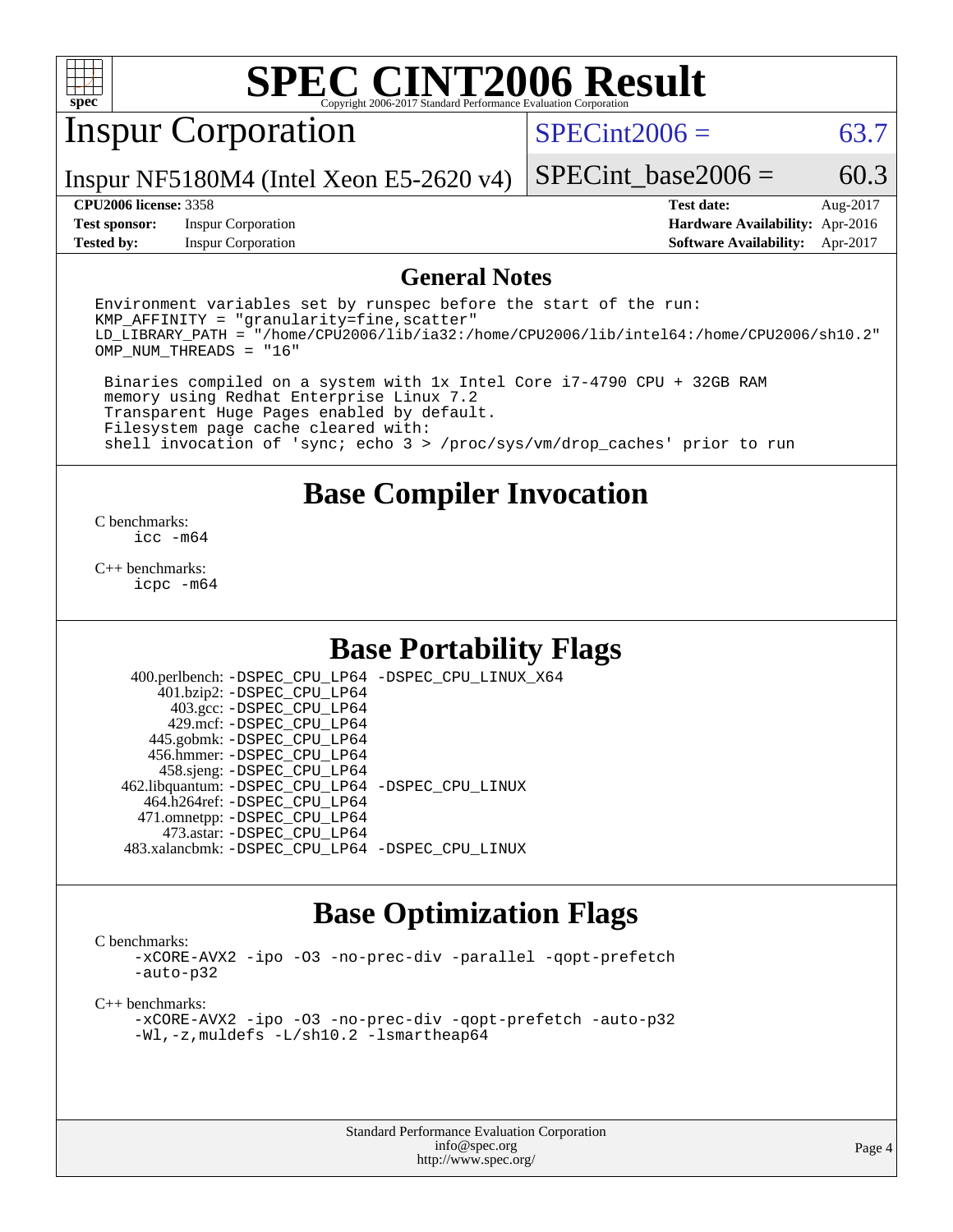# SPEC CINT2006 Result

Copyright 2006-2017 Standard Performance Evaluation Corporation

## Inspur Corporation

Inspur NF5180M4 (Intel Xeon E5-2620 v4)

SPECint2006 = 63.7

SPECint_base2006 = 60.3

| | | | |
|---|---|---|---|
| **CPU2006 license:** 3358 | | **Test date:** | Aug-2017 |
| **Test sponsor:** | Inspur Corporation | **Hardware Availability:** | Apr-2016 |
| **Tested by:** | Inspur Corporation | **Software Availability:** | Apr-2017 |

## General Notes

```
Environment variables set by runspec before the start of the run:
KMP_AFFINITY = "granularity=fine,scatter"
LD_LIBRARY_PATH = "/home/CPU2006/lib/ia32:/home/CPU2006/lib/intel64:/home/CPU2006/sh10.2"
OMP_NUM_THREADS = "16"

 Binaries compiled on a system with 1x Intel Core i7-4790 CPU + 32GB RAM
 memory using Redhat Enterprise Linux 7.2
 Transparent Huge Pages enabled by default.
 Filesystem page cache cleared with:
 shell invocation of 'sync; echo 3 > /proc/sys/vm/drop_caches' prior to run
```

## Base Compiler Invocation

C benchmarks:
    icc -m64

C++ benchmarks:
    icpc -m64

## Base Portability Flags

| | |
|---|---|
| 400.perlbench: | -DSPEC_CPU_LP64 -DSPEC_CPU_LINUX_X64 |
| 401.bzip2: | -DSPEC_CPU_LP64 |
| 403.gcc: | -DSPEC_CPU_LP64 |
| 429.mcf: | -DSPEC_CPU_LP64 |
| 445.gobmk: | -DSPEC_CPU_LP64 |
| 456.hmmer: | -DSPEC_CPU_LP64 |
| 458.sjeng: | -DSPEC_CPU_LP64 |
| 462.libquantum: | -DSPEC_CPU_LP64 -DSPEC_CPU_LINUX |
| 464.h264ref: | -DSPEC_CPU_LP64 |
| 471.omnetpp: | -DSPEC_CPU_LP64 |
| 473.astar: | -DSPEC_CPU_LP64 |
| 483.xalancbmk: | -DSPEC_CPU_LP64 -DSPEC_CPU_LINUX |

## Base Optimization Flags

C benchmarks:
    -xCORE-AVX2 -ipo -O3 -no-prec-div -parallel -qopt-prefetch
    -auto-p32

C++ benchmarks:
    -xCORE-AVX2 -ipo -O3 -no-prec-div -qopt-prefetch -auto-p32
    -Wl,-z,muldefs -L/sh10.2 -lsmartheap64

Standard Performance Evaluation Corporation
info@spec.org
http://www.spec.org/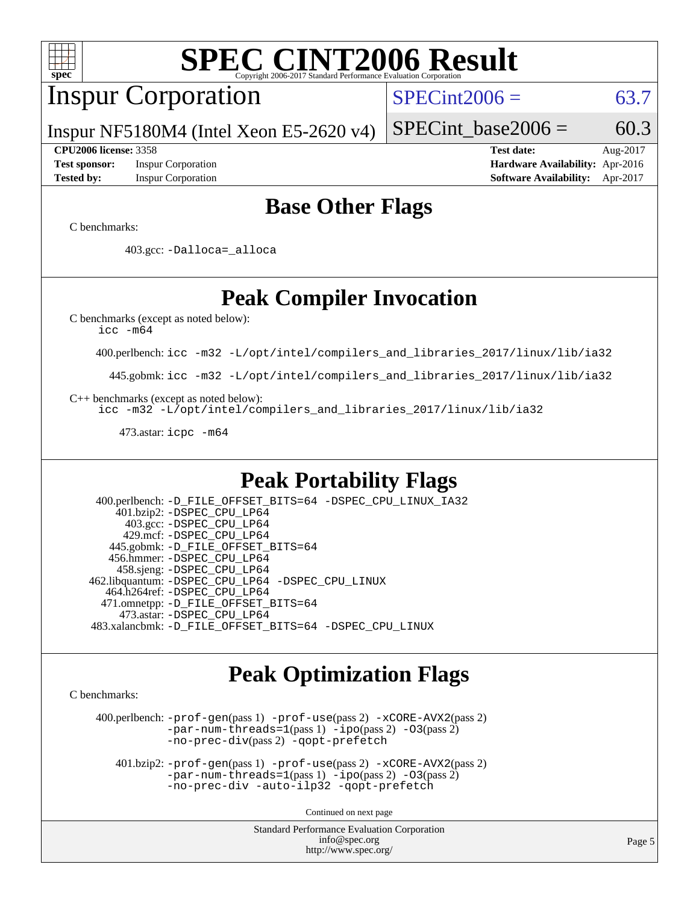# SPEC CINT2006 Result

Copyright 2006-2017 Standard Performance Evaluation Corporation

## Inspur Corporation

Inspur NF5180M4 (Intel Xeon E5-2620 v4)

SPECint2006 = 63.7

SPECint_base2006 = 60.3

**CPU2006 license:** 3358
**Test sponsor:** Inspur Corporation
**Tested by:** Inspur Corporation

**Test date:** Aug-2017
**Hardware Availability:** Apr-2016
**Software Availability:** Apr-2017

## Base Other Flags

C benchmarks:

403.gcc: -Dalloca=_alloca

## Peak Compiler Invocation

C benchmarks (except as noted below):
icc -m64

400.perlbench: icc -m32 -L/opt/intel/compilers_and_libraries_2017/linux/lib/ia32

445.gobmk: icc -m32 -L/opt/intel/compilers_and_libraries_2017/linux/lib/ia32

C++ benchmarks (except as noted below):
icc -m32 -L/opt/intel/compilers_and_libraries_2017/linux/lib/ia32

473.astar: icpc -m64

## Peak Portability Flags

400.perlbench: -D_FILE_OFFSET_BITS=64 -DSPEC_CPU_LINUX_IA32
401.bzip2: -DSPEC_CPU_LP64
403.gcc: -DSPEC_CPU_LP64
429.mcf: -DSPEC_CPU_LP64
445.gobmk: -D_FILE_OFFSET_BITS=64
456.hmmer: -DSPEC_CPU_LP64
458.sjeng: -DSPEC_CPU_LP64
462.libquantum: -DSPEC_CPU_LP64 -DSPEC_CPU_LINUX
464.h264ref: -DSPEC_CPU_LP64
471.omnetpp: -D_FILE_OFFSET_BITS=64
473.astar: -DSPEC_CPU_LP64
483.xalancbmk: -D_FILE_OFFSET_BITS=64 -DSPEC_CPU_LINUX

## Peak Optimization Flags

C benchmarks:

400.perlbench: -prof-gen(pass 1) -prof-use(pass 2) -xCORE-AVX2(pass 2) -par-num-threads=1(pass 1) -ipo(pass 2) -O3(pass 2) -no-prec-div(pass 2) -qopt-prefetch

401.bzip2: -prof-gen(pass 1) -prof-use(pass 2) -xCORE-AVX2(pass 2) -par-num-threads=1(pass 1) -ipo(pass 2) -O3(pass 2) -no-prec-div -auto-ilp32 -qopt-prefetch

Continued on next page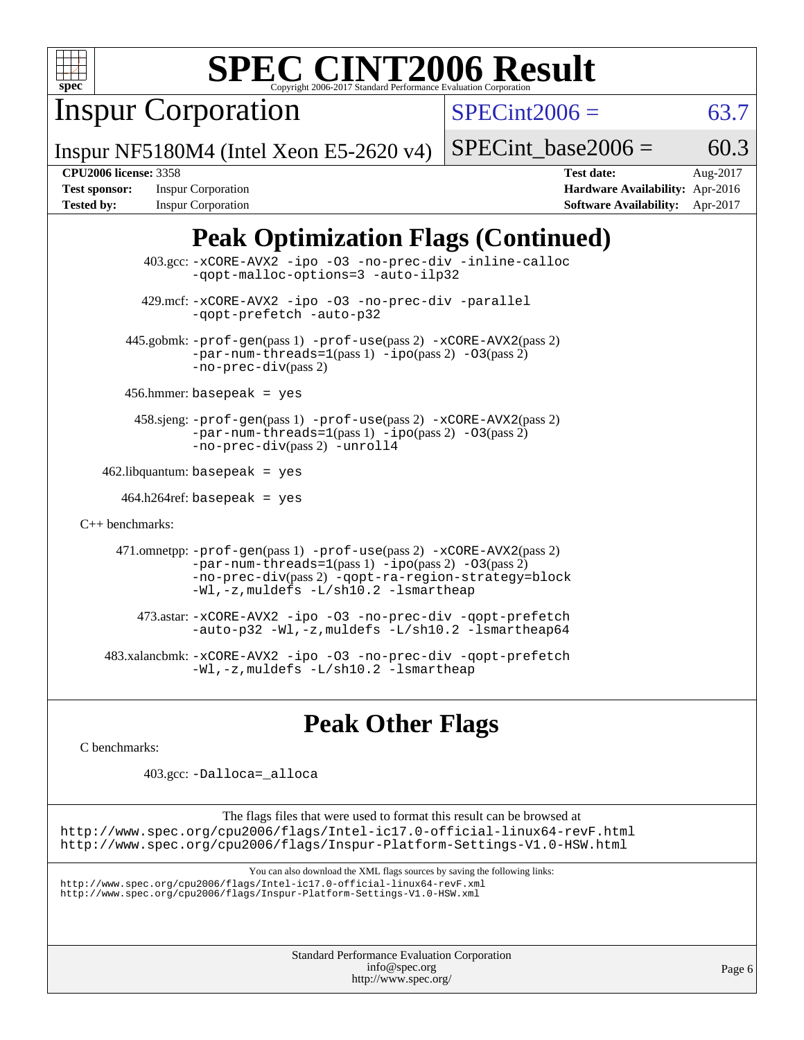# SPEC CINT2006 Result

Copyright 2006-2017 Standard Performance Evaluation Corporation

## Inspur Corporation

Inspur NF5180M4 (Intel Xeon E5-2620 v4)

SPECint2006 = 63.7

SPECint_base2006 = 60.3

**CPU2006 license:** 3358
**Test sponsor:** Inspur Corporation
**Tested by:** Inspur Corporation

**Test date:** Aug-2017
**Hardware Availability:** Apr-2016
**Software Availability:** Apr-2017

## Peak Optimization Flags (Continued)

403.gcc: `-xCORE-AVX2 -ipo -O3 -no-prec-div -inline-calloc -qopt-malloc-options=3 -auto-ilp32`

429.mcf: `-xCORE-AVX2 -ipo -O3 -no-prec-div -parallel -qopt-prefetch -auto-p32`

445.gobmk: `-prof-gen`(pass 1) `-prof-use`(pass 2) `-xCORE-AVX2`(pass 2) `-par-num-threads=1`(pass 1) `-ipo`(pass 2) `-O3`(pass 2) `-no-prec-div`(pass 2)

456.hmmer: `basepeak = yes`

458.sjeng: `-prof-gen`(pass 1) `-prof-use`(pass 2) `-xCORE-AVX2`(pass 2) `-par-num-threads=1`(pass 1) `-ipo`(pass 2) `-O3`(pass 2) `-no-prec-div`(pass 2) `-unroll4`

462.libquantum: `basepeak = yes`

464.h264ref: `basepeak = yes`

C++ benchmarks:

471.omnetpp: `-prof-gen`(pass 1) `-prof-use`(pass 2) `-xCORE-AVX2`(pass 2) `-par-num-threads=1`(pass 1) `-ipo`(pass 2) `-O3`(pass 2) `-no-prec-div`(pass 2) `-qopt-ra-region-strategy=block -Wl,-z,muldefs -L/sh10.2 -lsmartheap`

473.astar: `-xCORE-AVX2 -ipo -O3 -no-prec-div -qopt-prefetch -auto-p32 -Wl,-z,muldefs -L/sh10.2 -lsmartheap64`

483.xalancbmk: `-xCORE-AVX2 -ipo -O3 -no-prec-div -qopt-prefetch -Wl,-z,muldefs -L/sh10.2 -lsmartheap`

## Peak Other Flags

C benchmarks:

403.gcc: `-Dalloca=_alloca`

The flags files that were used to format this result can be browsed at
http://www.spec.org/cpu2006/flags/Intel-ic17.0-official-linux64-revF.html
http://www.spec.org/cpu2006/flags/Inspur-Platform-Settings-V1.0-HSW.html

You can also download the XML flags sources by saving the following links:
http://www.spec.org/cpu2006/flags/Intel-ic17.0-official-linux64-revF.xml
http://www.spec.org/cpu2006/flags/Inspur-Platform-Settings-V1.0-HSW.xml

Standard Performance Evaluation Corporation
info@spec.org
http://www.spec.org/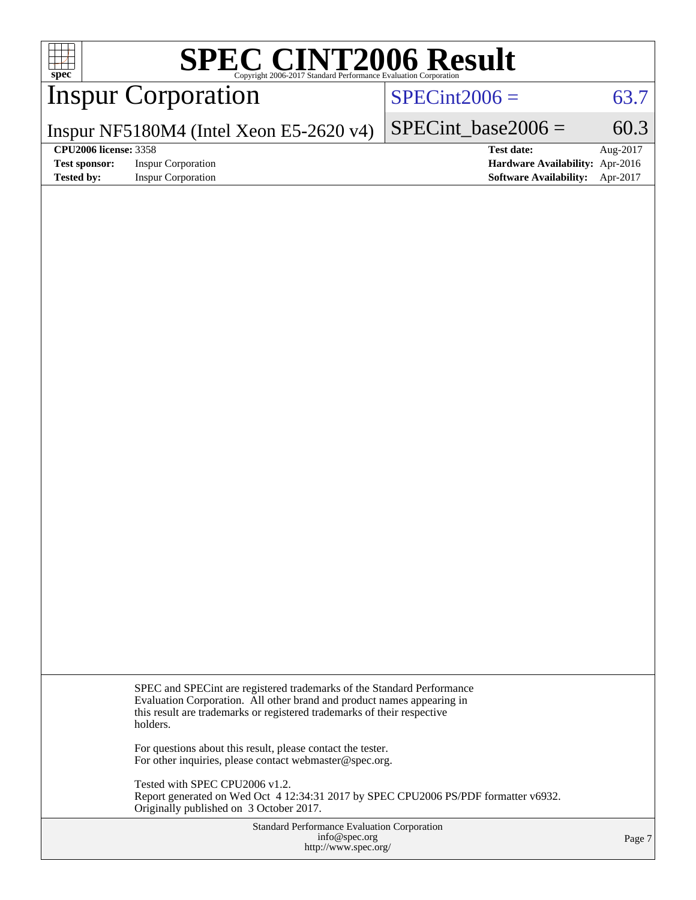SPEC and SPECint are registered trademarks of the Standard Performance Evaluation Corporation. All other brand and product names appearing in this result are trademarks or registered trademarks of their respective holders.

For questions about this result, please contact the tester.
For other inquiries, please contact webmaster@spec.org.

Tested with SPEC CPU2006 v1.2.
Report generated on Wed Oct 4 12:34:31 2017 by SPEC CPU2006 PS/PDF formatter v6932.
Originally published on 3 October 2017.